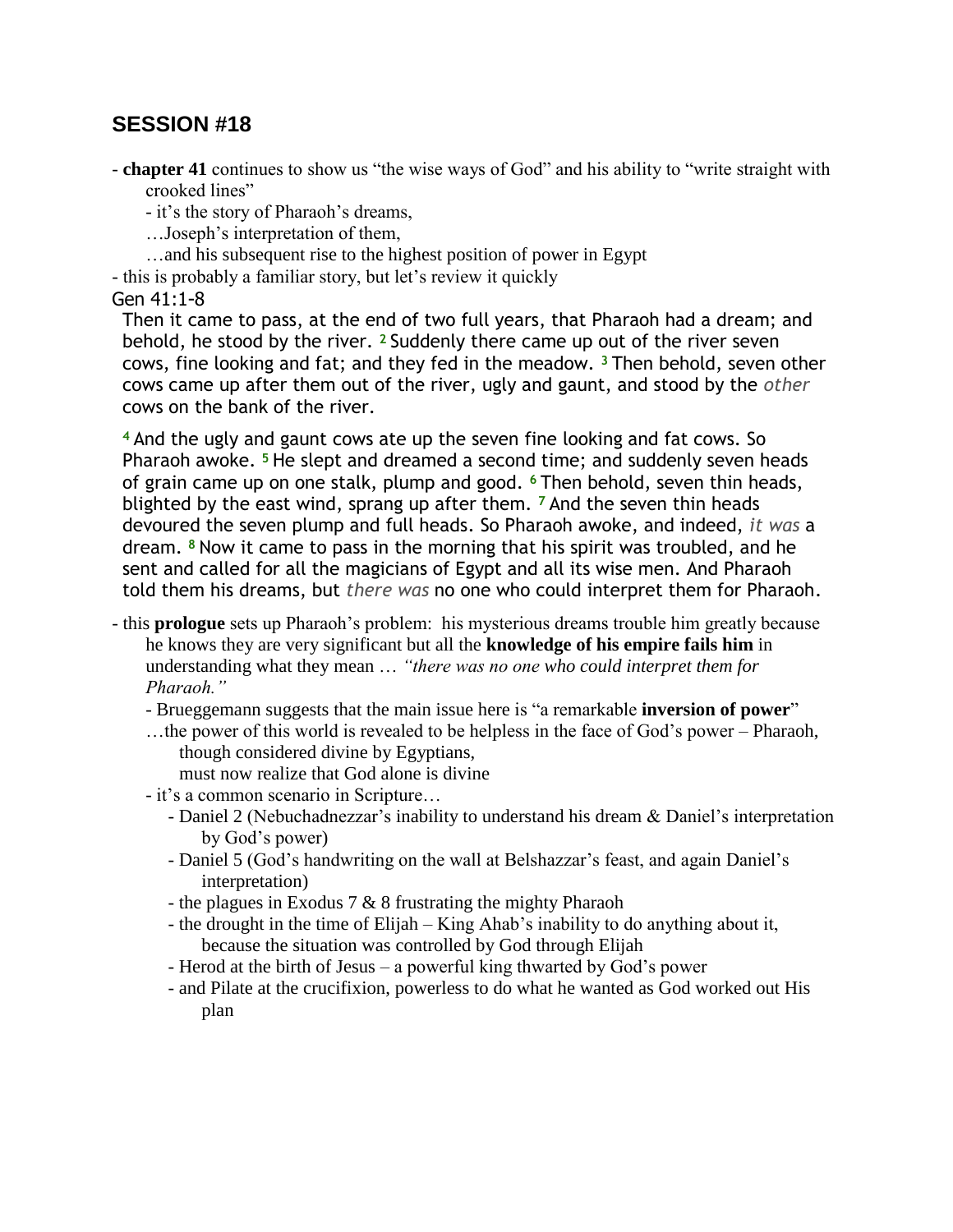## SESSION #18

- **chapter 41** continues to show us "the wise ways of God" and his ability to "write straight with crooked lines"
  - it's the story of Pharaoh's dreams,
  
  …Joseph's interpretation of them,
  
  …and his subsequent rise to the highest position of power in Egypt
- this is probably a familiar story, but let's review it quickly

Gen 41:1-8

> Then it came to pass, at the end of two full years, that Pharaoh had a dream; and behold, he stood by the river. [2] Suddenly there came up out of the river seven cows, fine looking and fat; and they fed in the meadow. [3] Then behold, seven other cows came up after them out of the river, ugly and gaunt, and stood by the *other* cows on the bank of the river.
>
> [4] And the ugly and gaunt cows ate up the seven fine looking and fat cows. So Pharaoh awoke. [5] He slept and dreamed a second time; and suddenly seven heads of grain came up on one stalk, plump and good. [6] Then behold, seven thin heads, blighted by the east wind, sprang up after them. [7] And the seven thin heads devoured the seven plump and full heads. So Pharaoh awoke, and indeed, *it was* a dream. [8] Now it came to pass in the morning that his spirit was troubled, and he sent and called for all the magicians of Egypt and all its wise men. And Pharaoh told them his dreams, but *there was* no one who could interpret them for Pharaoh.

- this **prologue** sets up Pharaoh's problem: his mysterious dreams trouble him greatly because he knows they are very significant but all the **knowledge of his empire fails him** in understanding what they mean … *"there was no one who could interpret them for Pharaoh."*
  - Brueggemann suggests that the main issue here is "a remarkable **inversion of power**"
  
  …the power of this world is revealed to be helpless in the face of God's power – Pharaoh, though considered divine by Egyptians,
  
  must now realize that God alone is divine
  - it's a common scenario in Scripture…
    - Daniel 2 (Nebuchadnezzar's inability to understand his dream & Daniel's interpretation by God's power)
    - Daniel 5 (God's handwriting on the wall at Belshazzar's feast, and again Daniel's interpretation)
    - the plagues in Exodus 7 & 8 frustrating the mighty Pharaoh
    - the drought in the time of Elijah – King Ahab's inability to do anything about it, because the situation was controlled by God through Elijah
    - Herod at the birth of Jesus – a powerful king thwarted by God's power
    - and Pilate at the crucifixion, powerless to do what he wanted as God worked out His plan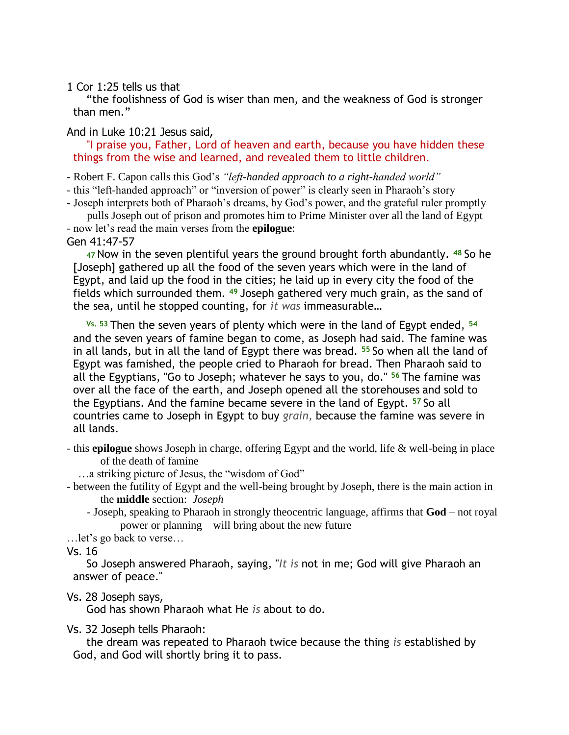1 Cor 1:25 tells us that

> "the foolishness of God is wiser than men, and the weakness of God is stronger than men."

And in Luke 10:21 Jesus said,

> "I praise you, Father, Lord of heaven and earth, because you have hidden these things from the wise and learned, and revealed them to little children.

- Robert F. Capon calls this God's *"left-handed approach to a right-handed world"*
- this "left-handed approach" or "inversion of power" is clearly seen in Pharaoh's story
- Joseph interprets both of Pharaoh's dreams, by God's power, and the grateful ruler promptly pulls Joseph out of prison and promotes him to Prime Minister over all the land of Egypt
- now let's read the main verses from the **epilogue**:

Gen 41:47-57

> 47 Now in the seven plentiful years the ground brought forth abundantly. 48 So he [Joseph] gathered up all the food of the seven years which were in the land of Egypt, and laid up the food in the cities; he laid up in every city the food of the fields which surrounded them. 49 Joseph gathered very much grain, as the sand of the sea, until he stopped counting, for *it was* immeasurable…
>
> Vs. 53 Then the seven years of plenty which were in the land of Egypt ended, 54 and the seven years of famine began to come, as Joseph had said. The famine was in all lands, but in all the land of Egypt there was bread. 55 So when all the land of Egypt was famished, the people cried to Pharaoh for bread. Then Pharaoh said to all the Egyptians, "Go to Joseph; whatever he says to you, do." 56 The famine was over all the face of the earth, and Joseph opened all the storehouses and sold to the Egyptians. And the famine became severe in the land of Egypt. 57 So all countries came to Joseph in Egypt to buy *grain,* because the famine was severe in all lands.

- this **epilogue** shows Joseph in charge, offering Egypt and the world, life & well-being in place of the death of famine

  …a striking picture of Jesus, the "wisdom of God"
- between the futility of Egypt and the well-being brought by Joseph, there is the main action in the **middle** section: *Joseph*
  - Joseph, speaking to Pharaoh in strongly theocentric language, affirms that **God** – not royal power or planning – will bring about the new future

…let's go back to verse…

Vs. 16

> So Joseph answered Pharaoh, saying, "*It is* not in me; God will give Pharaoh an answer of peace."

Vs. 28 Joseph says,

> God has shown Pharaoh what He *is* about to do.

Vs. 32 Joseph tells Pharaoh:

> the dream was repeated to Pharaoh twice because the thing *is* established by God, and God will shortly bring it to pass.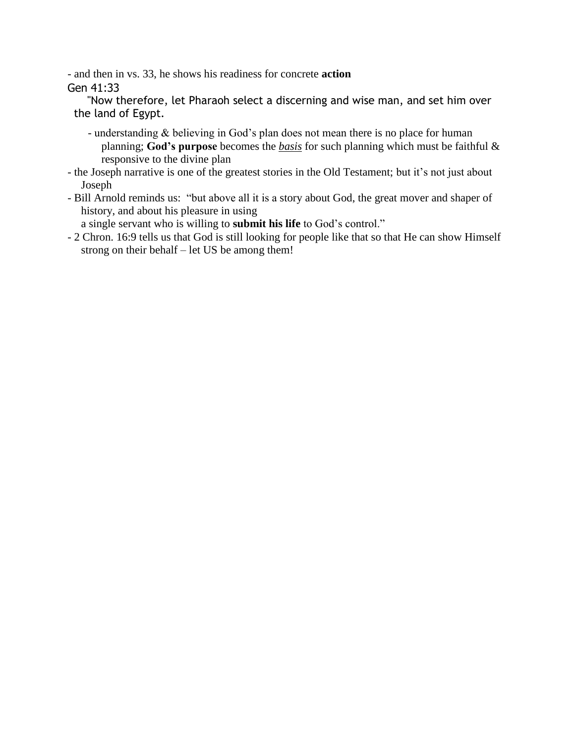- and then in vs. 33, he shows his readiness for concrete **action**

Gen 41:33

"Now therefore, let Pharaoh select a discerning and wise man, and set him over the land of Egypt.

- understanding & believing in God's plan does not mean there is no place for human planning; **God's purpose** becomes the ***basis*** for such planning which must be faithful & responsive to the divine plan

- the Joseph narrative is one of the greatest stories in the Old Testament; but it's not just about Joseph
- Bill Arnold reminds us: "but above all it is a story about God, the great mover and shaper of history, and about his pleasure in using a single servant who is willing to **submit his life** to God's control."
- 2 Chron. 16:9 tells us that God is still looking for people like that so that He can show Himself strong on their behalf – let US be among them!